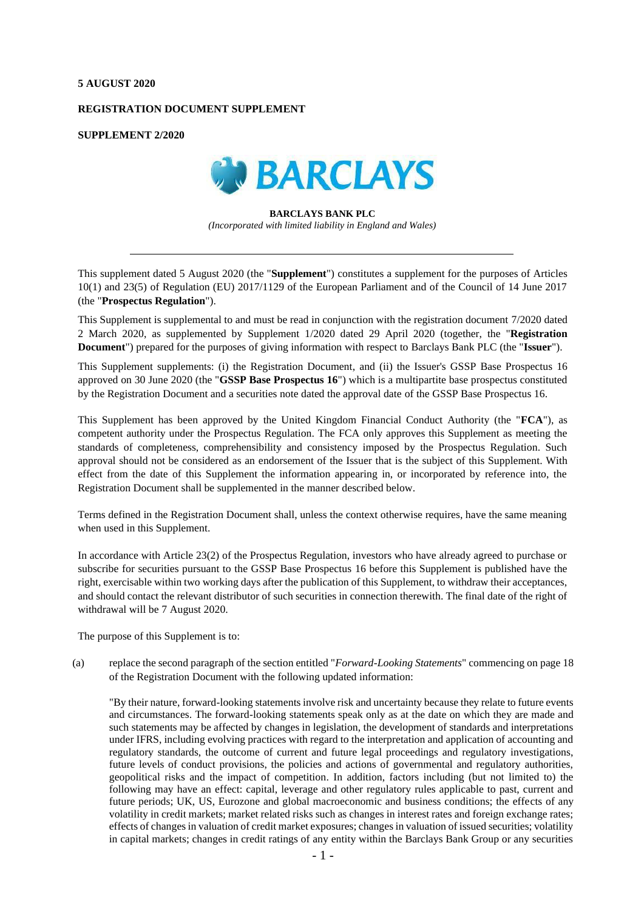**5 AUGUST 2020**

**REGISTRATION DOCUMENT SUPPLEMENT**

**SUPPLEMENT 2/2020**

**BARCLAYS BANK PLC**

*(Incorporated with limited liability in England and Wales)*

---

This supplement dated 5 August 2020 (the "**Supplement**") constitutes a supplement for the purposes of Articles 10(1) and 23(5) of Regulation (EU) 2017/1129 of the European Parliament and of the Council of 14 June 2017 (the "**Prospectus Regulation**").

This Supplement is supplemental to and must be read in conjunction with the registration document 7/2020 dated 2 March 2020, as supplemented by Supplement 1/2020 dated 29 April 2020 (together, the "**Registration Document**") prepared for the purposes of giving information with respect to Barclays Bank PLC (the "**Issuer**").

This Supplement supplements: (i) the Registration Document, and (ii) the Issuer's GSSP Base Prospectus 16 approved on 30 June 2020 (the "**GSSP Base Prospectus 16**") which is a multipartite base prospectus constituted by the Registration Document and a securities note dated the approval date of the GSSP Base Prospectus 16.

This Supplement has been approved by the United Kingdom Financial Conduct Authority (the "**FCA**"), as competent authority under the Prospectus Regulation. The FCA only approves this Supplement as meeting the standards of completeness, comprehensibility and consistency imposed by the Prospectus Regulation. Such approval should not be considered as an endorsement of the Issuer that is the subject of this Supplement. With effect from the date of this Supplement the information appearing in, or incorporated by reference into, the Registration Document shall be supplemented in the manner described below.

Terms defined in the Registration Document shall, unless the context otherwise requires, have the same meaning when used in this Supplement.

In accordance with Article 23(2) of the Prospectus Regulation, investors who have already agreed to purchase or subscribe for securities pursuant to the GSSP Base Prospectus 16 before this Supplement is published have the right, exercisable within two working days after the publication of this Supplement, to withdraw their acceptances, and should contact the relevant distributor of such securities in connection therewith. The final date of the right of withdrawal will be 7 August 2020.

The purpose of this Supplement is to:

(a) replace the second paragraph of the section entitled "*Forward-Looking Statements*" commencing on page 18 of the Registration Document with the following updated information:

"By their nature, forward-looking statements involve risk and uncertainty because they relate to future events and circumstances. The forward-looking statements speak only as at the date on which they are made and such statements may be affected by changes in legislation, the development of standards and interpretations under IFRS, including evolving practices with regard to the interpretation and application of accounting and regulatory standards, the outcome of current and future legal proceedings and regulatory investigations, future levels of conduct provisions, the policies and actions of governmental and regulatory authorities, geopolitical risks and the impact of competition. In addition, factors including (but not limited to) the following may have an effect: capital, leverage and other regulatory rules applicable to past, current and future periods; UK, US, Eurozone and global macroeconomic and business conditions; the effects of any volatility in credit markets; market related risks such as changes in interest rates and foreign exchange rates; effects of changes in valuation of credit market exposures; changes in valuation of issued securities; volatility in capital markets; changes in credit ratings of any entity within the Barclays Bank Group or any securities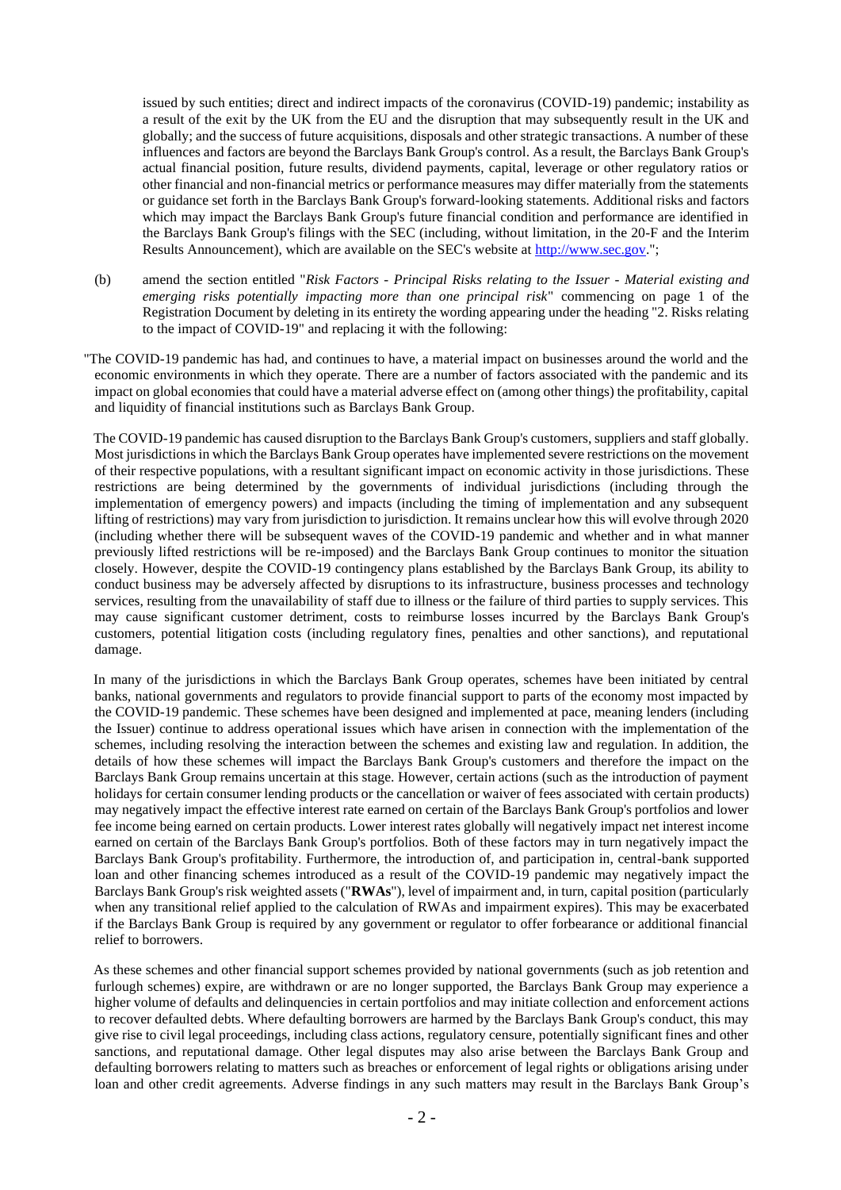issued by such entities; direct and indirect impacts of the coronavirus (COVID-19) pandemic; instability as a result of the exit by the UK from the EU and the disruption that may subsequently result in the UK and globally; and the success of future acquisitions, disposals and other strategic transactions. A number of these influences and factors are beyond the Barclays Bank Group's control. As a result, the Barclays Bank Group's actual financial position, future results, dividend payments, capital, leverage or other regulatory ratios or other financial and non-financial metrics or performance measures may differ materially from the statements or guidance set forth in the Barclays Bank Group's forward-looking statements. Additional risks and factors which may impact the Barclays Bank Group's future financial condition and performance are identified in the Barclays Bank Group's filings with the SEC (including, without limitation, in the 20-F and the Interim Results Announcement), which are available on the SEC's website at http://www.sec.gov.";

(b) amend the section entitled "*Risk Factors - Principal Risks relating to the Issuer - Material existing and emerging risks potentially impacting more than one principal risk*" commencing on page 1 of the Registration Document by deleting in its entirety the wording appearing under the heading "2. Risks relating to the impact of COVID-19" and replacing it with the following:

"The COVID-19 pandemic has had, and continues to have, a material impact on businesses around the world and the economic environments in which they operate. There are a number of factors associated with the pandemic and its impact on global economies that could have a material adverse effect on (among other things) the profitability, capital and liquidity of financial institutions such as Barclays Bank Group.

The COVID-19 pandemic has caused disruption to the Barclays Bank Group's customers, suppliers and staff globally. Most jurisdictions in which the Barclays Bank Group operates have implemented severe restrictions on the movement of their respective populations, with a resultant significant impact on economic activity in those jurisdictions. These restrictions are being determined by the governments of individual jurisdictions (including through the implementation of emergency powers) and impacts (including the timing of implementation and any subsequent lifting of restrictions) may vary from jurisdiction to jurisdiction. It remains unclear how this will evolve through 2020 (including whether there will be subsequent waves of the COVID-19 pandemic and whether and in what manner previously lifted restrictions will be re-imposed) and the Barclays Bank Group continues to monitor the situation closely. However, despite the COVID-19 contingency plans established by the Barclays Bank Group, its ability to conduct business may be adversely affected by disruptions to its infrastructure, business processes and technology services, resulting from the unavailability of staff due to illness or the failure of third parties to supply services. This may cause significant customer detriment, costs to reimburse losses incurred by the Barclays Bank Group's customers, potential litigation costs (including regulatory fines, penalties and other sanctions), and reputational damage.

In many of the jurisdictions in which the Barclays Bank Group operates, schemes have been initiated by central banks, national governments and regulators to provide financial support to parts of the economy most impacted by the COVID-19 pandemic. These schemes have been designed and implemented at pace, meaning lenders (including the Issuer) continue to address operational issues which have arisen in connection with the implementation of the schemes, including resolving the interaction between the schemes and existing law and regulation. In addition, the details of how these schemes will impact the Barclays Bank Group's customers and therefore the impact on the Barclays Bank Group remains uncertain at this stage. However, certain actions (such as the introduction of payment holidays for certain consumer lending products or the cancellation or waiver of fees associated with certain products) may negatively impact the effective interest rate earned on certain of the Barclays Bank Group's portfolios and lower fee income being earned on certain products. Lower interest rates globally will negatively impact net interest income earned on certain of the Barclays Bank Group's portfolios. Both of these factors may in turn negatively impact the Barclays Bank Group's profitability. Furthermore, the introduction of, and participation in, central-bank supported loan and other financing schemes introduced as a result of the COVID-19 pandemic may negatively impact the Barclays Bank Group's risk weighted assets ("**RWAs**"), level of impairment and, in turn, capital position (particularly when any transitional relief applied to the calculation of RWAs and impairment expires). This may be exacerbated if the Barclays Bank Group is required by any government or regulator to offer forbearance or additional financial relief to borrowers.

As these schemes and other financial support schemes provided by national governments (such as job retention and furlough schemes) expire, are withdrawn or are no longer supported, the Barclays Bank Group may experience a higher volume of defaults and delinquencies in certain portfolios and may initiate collection and enforcement actions to recover defaulted debts. Where defaulting borrowers are harmed by the Barclays Bank Group's conduct, this may give rise to civil legal proceedings, including class actions, regulatory censure, potentially significant fines and other sanctions, and reputational damage. Other legal disputes may also arise between the Barclays Bank Group and defaulting borrowers relating to matters such as breaches or enforcement of legal rights or obligations arising under loan and other credit agreements. Adverse findings in any such matters may result in the Barclays Bank Group's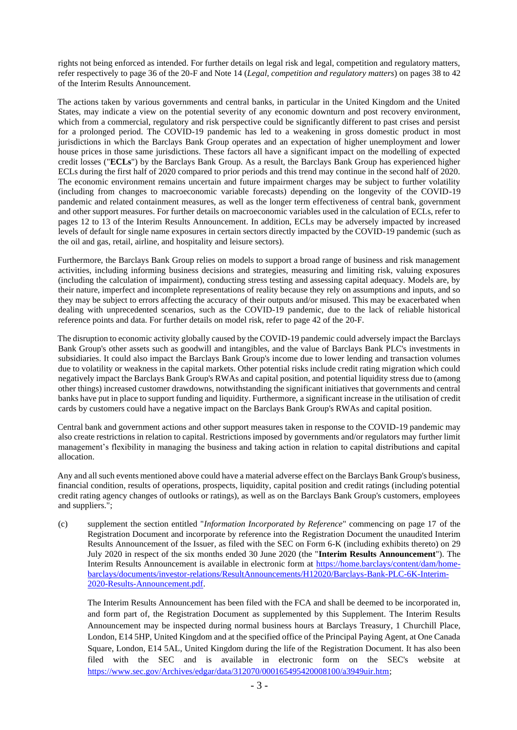rights not being enforced as intended. For further details on legal risk and legal, competition and regulatory matters, refer respectively to page 36 of the 20-F and Note 14 (*Legal, competition and regulatory matters*) on pages 38 to 42 of the Interim Results Announcement.

The actions taken by various governments and central banks, in particular in the United Kingdom and the United States, may indicate a view on the potential severity of any economic downturn and post recovery environment, which from a commercial, regulatory and risk perspective could be significantly different to past crises and persist for a prolonged period. The COVID-19 pandemic has led to a weakening in gross domestic product in most jurisdictions in which the Barclays Bank Group operates and an expectation of higher unemployment and lower house prices in those same jurisdictions. These factors all have a significant impact on the modelling of expected credit losses ("**ECLs**") by the Barclays Bank Group. As a result, the Barclays Bank Group has experienced higher ECLs during the first half of 2020 compared to prior periods and this trend may continue in the second half of 2020. The economic environment remains uncertain and future impairment charges may be subject to further volatility (including from changes to macroeconomic variable forecasts) depending on the longevity of the COVID-19 pandemic and related containment measures, as well as the longer term effectiveness of central bank, government and other support measures. For further details on macroeconomic variables used in the calculation of ECLs, refer to pages 12 to 13 of the Interim Results Announcement. In addition, ECLs may be adversely impacted by increased levels of default for single name exposures in certain sectors directly impacted by the COVID-19 pandemic (such as the oil and gas, retail, airline, and hospitality and leisure sectors).

Furthermore, the Barclays Bank Group relies on models to support a broad range of business and risk management activities, including informing business decisions and strategies, measuring and limiting risk, valuing exposures (including the calculation of impairment), conducting stress testing and assessing capital adequacy. Models are, by their nature, imperfect and incomplete representations of reality because they rely on assumptions and inputs, and so they may be subject to errors affecting the accuracy of their outputs and/or misused. This may be exacerbated when dealing with unprecedented scenarios, such as the COVID-19 pandemic, due to the lack of reliable historical reference points and data. For further details on model risk, refer to page 42 of the 20-F.

The disruption to economic activity globally caused by the COVID-19 pandemic could adversely impact the Barclays Bank Group's other assets such as goodwill and intangibles, and the value of Barclays Bank PLC's investments in subsidiaries. It could also impact the Barclays Bank Group's income due to lower lending and transaction volumes due to volatility or weakness in the capital markets. Other potential risks include credit rating migration which could negatively impact the Barclays Bank Group's RWAs and capital position, and potential liquidity stress due to (among other things) increased customer drawdowns, notwithstanding the significant initiatives that governments and central banks have put in place to support funding and liquidity. Furthermore, a significant increase in the utilisation of credit cards by customers could have a negative impact on the Barclays Bank Group's RWAs and capital position.

Central bank and government actions and other support measures taken in response to the COVID-19 pandemic may also create restrictions in relation to capital. Restrictions imposed by governments and/or regulators may further limit management's flexibility in managing the business and taking action in relation to capital distributions and capital allocation.

Any and all such events mentioned above could have a material adverse effect on the Barclays Bank Group's business, financial condition, results of operations, prospects, liquidity, capital position and credit ratings (including potential credit rating agency changes of outlooks or ratings), as well as on the Barclays Bank Group's customers, employees and suppliers.";

(c) supplement the section entitled "*Information Incorporated by Reference*" commencing on page 17 of the Registration Document and incorporate by reference into the Registration Document the unaudited Interim Results Announcement of the Issuer, as filed with the SEC on Form 6-K (including exhibits thereto) on 29 July 2020 in respect of the six months ended 30 June 2020 (the "**Interim Results Announcement**"). The Interim Results Announcement is available in electronic form at https://home.barclays/content/dam/home-barclays/documents/investor-relations/ResultAnnouncements/H12020/Barclays-Bank-PLC-6K-Interim-2020-Results-Announcement.pdf.

The Interim Results Announcement has been filed with the FCA and shall be deemed to be incorporated in, and form part of, the Registration Document as supplemented by this Supplement. The Interim Results Announcement may be inspected during normal business hours at Barclays Treasury, 1 Churchill Place, London, E14 5HP, United Kingdom and at the specified office of the Principal Paying Agent, at One Canada Square, London, E14 5AL, United Kingdom during the life of the Registration Document. It has also been filed with the SEC and is available in electronic form on the SEC's website at https://www.sec.gov/Archives/edgar/data/312070/000165495420008100/a3949uir.htm;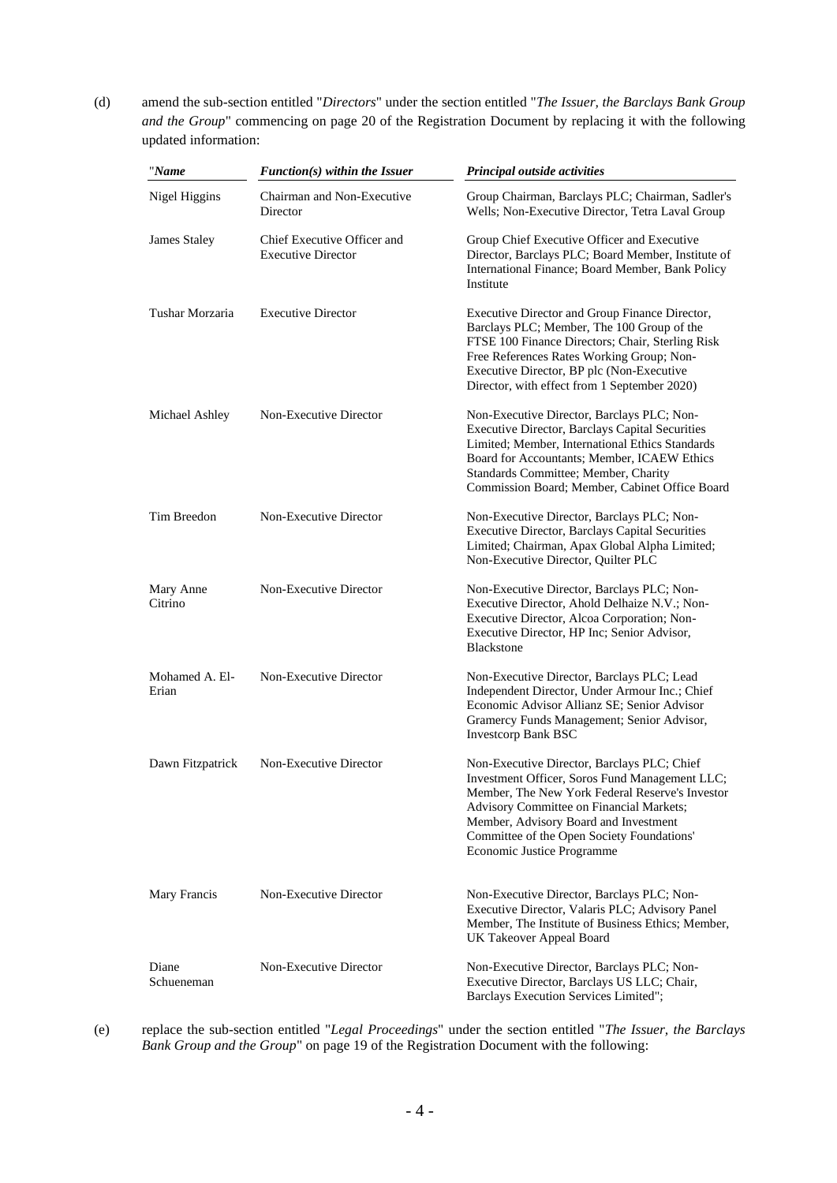(d) amend the sub-section entitled "*Directors*" under the section entitled "*The Issuer, the Barclays Bank Group and the Group*" commencing on page 20 of the Registration Document by replacing it with the following updated information:

| "***Name*** | ***Function(s) within the Issuer*** | ***Principal outside activities*** |
|---|---|---|
| Nigel Higgins | Chairman and Non-Executive Director | Group Chairman, Barclays PLC; Chairman, Sadler's Wells; Non-Executive Director, Tetra Laval Group |
| James Staley | Chief Executive Officer and Executive Director | Group Chief Executive Officer and Executive Director, Barclays PLC; Board Member, Institute of International Finance; Board Member, Bank Policy Institute |
| Tushar Morzaria | Executive Director | Executive Director and Group Finance Director, Barclays PLC; Member, The 100 Group of the FTSE 100 Finance Directors; Chair, Sterling Risk Free References Rates Working Group; Non-Executive Director, BP plc (Non-Executive Director, with effect from 1 September 2020) |
| Michael Ashley | Non-Executive Director | Non-Executive Director, Barclays PLC; Non-Executive Director, Barclays Capital Securities Limited; Member, International Ethics Standards Board for Accountants; Member, ICAEW Ethics Standards Committee; Member, Charity Commission Board; Member, Cabinet Office Board |
| Tim Breedon | Non-Executive Director | Non-Executive Director, Barclays PLC; Non-Executive Director, Barclays Capital Securities Limited; Chairman, Apax Global Alpha Limited; Non-Executive Director, Quilter PLC |
| Mary Anne Citrino | Non-Executive Director | Non-Executive Director, Barclays PLC; Non-Executive Director, Ahold Delhaize N.V.; Non-Executive Director, Alcoa Corporation; Non-Executive Director, HP Inc; Senior Advisor, Blackstone |
| Mohamed A. El-Erian | Non-Executive Director | Non-Executive Director, Barclays PLC; Lead Independent Director, Under Armour Inc.; Chief Economic Advisor Allianz SE; Senior Advisor Gramercy Funds Management; Senior Advisor, Investcorp Bank BSC |
| Dawn Fitzpatrick | Non-Executive Director | Non-Executive Director, Barclays PLC; Chief Investment Officer, Soros Fund Management LLC; Member, The New York Federal Reserve's Investor Advisory Committee on Financial Markets; Member, Advisory Board and Investment Committee of the Open Society Foundations' Economic Justice Programme |
| Mary Francis | Non-Executive Director | Non-Executive Director, Barclays PLC; Non-Executive Director, Valaris PLC; Advisory Panel Member, The Institute of Business Ethics; Member, UK Takeover Appeal Board |
| Diane Schueneman | Non-Executive Director | Non-Executive Director, Barclays PLC; Non-Executive Director, Barclays US LLC; Chair, Barclays Execution Services Limited"; |

(e) replace the sub-section entitled "*Legal Proceedings*" under the section entitled "*The Issuer, the Barclays Bank Group and the Group*" on page 19 of the Registration Document with the following: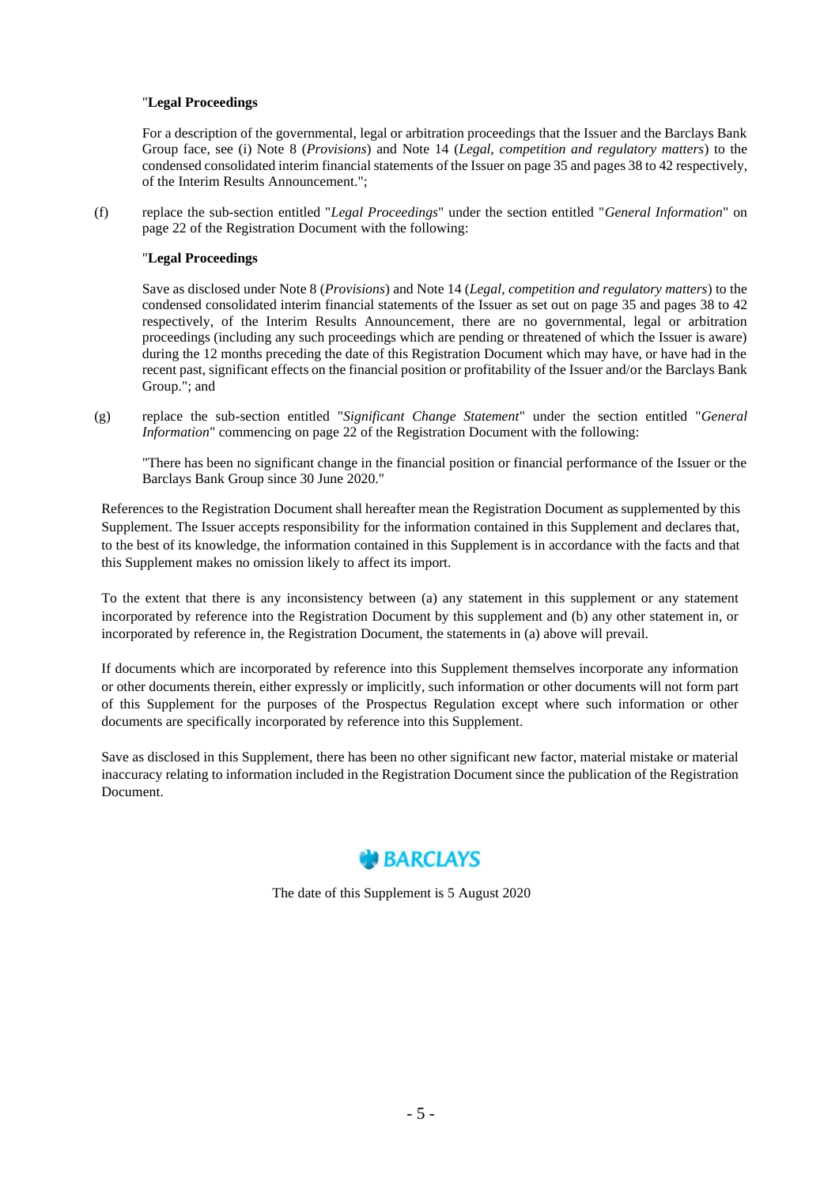"**Legal Proceedings**

For a description of the governmental, legal or arbitration proceedings that the Issuer and the Barclays Bank Group face, see (i) Note 8 (*Provisions*) and Note 14 (*Legal, competition and regulatory matters*) to the condensed consolidated interim financial statements of the Issuer on page 35 and pages 38 to 42 respectively, of the Interim Results Announcement.";

(f) replace the sub-section entitled "*Legal Proceedings*" under the section entitled "*General Information*" on page 22 of the Registration Document with the following:

"**Legal Proceedings**

Save as disclosed under Note 8 (*Provisions*) and Note 14 (*Legal, competition and regulatory matters*) to the condensed consolidated interim financial statements of the Issuer as set out on page 35 and pages 38 to 42 respectively, of the Interim Results Announcement, there are no governmental, legal or arbitration proceedings (including any such proceedings which are pending or threatened of which the Issuer is aware) during the 12 months preceding the date of this Registration Document which may have, or have had in the recent past, significant effects on the financial position or profitability of the Issuer and/or the Barclays Bank Group."; and

(g) replace the sub-section entitled "*Significant Change Statement*" under the section entitled "*General Information*" commencing on page 22 of the Registration Document with the following:

"There has been no significant change in the financial position or financial performance of the Issuer or the Barclays Bank Group since 30 June 2020."

References to the Registration Document shall hereafter mean the Registration Document as supplemented by this Supplement. The Issuer accepts responsibility for the information contained in this Supplement and declares that, to the best of its knowledge, the information contained in this Supplement is in accordance with the facts and that this Supplement makes no omission likely to affect its import.

To the extent that there is any inconsistency between (a) any statement in this supplement or any statement incorporated by reference into the Registration Document by this supplement and (b) any other statement in, or incorporated by reference in, the Registration Document, the statements in (a) above will prevail.

If documents which are incorporated by reference into this Supplement themselves incorporate any information or other documents therein, either expressly or implicitly, such information or other documents will not form part of this Supplement for the purposes of the Prospectus Regulation except where such information or other documents are specifically incorporated by reference into this Supplement.

Save as disclosed in this Supplement, there has been no other significant new factor, material mistake or material inaccuracy relating to information included in the Registration Document since the publication of the Registration Document.

BARCLAYS

The date of this Supplement is 5 August 2020